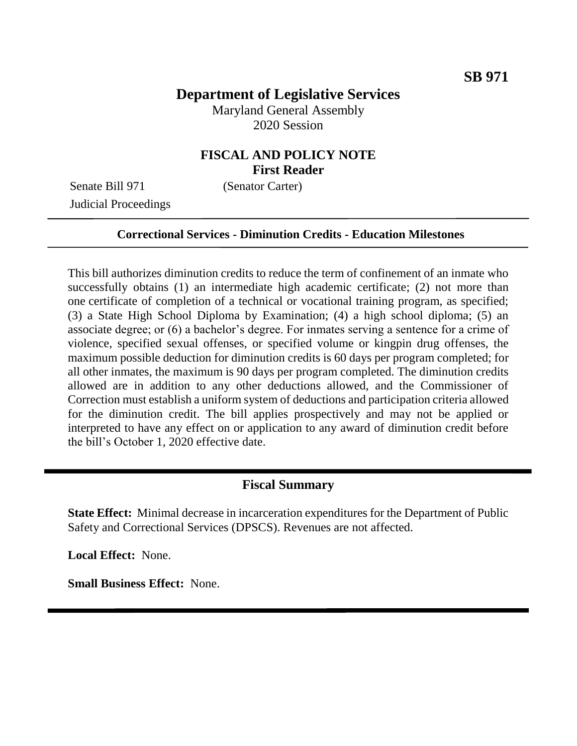**SB 971**

# Department of Legislative Services

Maryland General Assembly
2020 Session

## FISCAL AND POLICY NOTE
**First Reader**

Senate Bill 971 (Senator Carter)
Judicial Proceedings

---

**Correctional Services - Diminution Credits - Education Milestones**

---

This bill authorizes diminution credits to reduce the term of confinement of an inmate who successfully obtains (1) an intermediate high academic certificate; (2) not more than one certificate of completion of a technical or vocational training program, as specified; (3) a State High School Diploma by Examination; (4) a high school diploma; (5) an associate degree; or (6) a bachelor's degree. For inmates serving a sentence for a crime of violence, specified sexual offenses, or specified volume or kingpin drug offenses, the maximum possible deduction for diminution credits is 60 days per program completed; for all other inmates, the maximum is 90 days per program completed. The diminution credits allowed are in addition to any other deductions allowed, and the Commissioner of Correction must establish a uniform system of deductions and participation criteria allowed for the diminution credit. The bill applies prospectively and may not be applied or interpreted to have any effect on or application to any award of diminution credit before the bill's October 1, 2020 effective date.

---

## Fiscal Summary

**State Effect:** Minimal decrease in incarceration expenditures for the Department of Public Safety and Correctional Services (DPSCS). Revenues are not affected.

**Local Effect:** None.

**Small Business Effect:** None.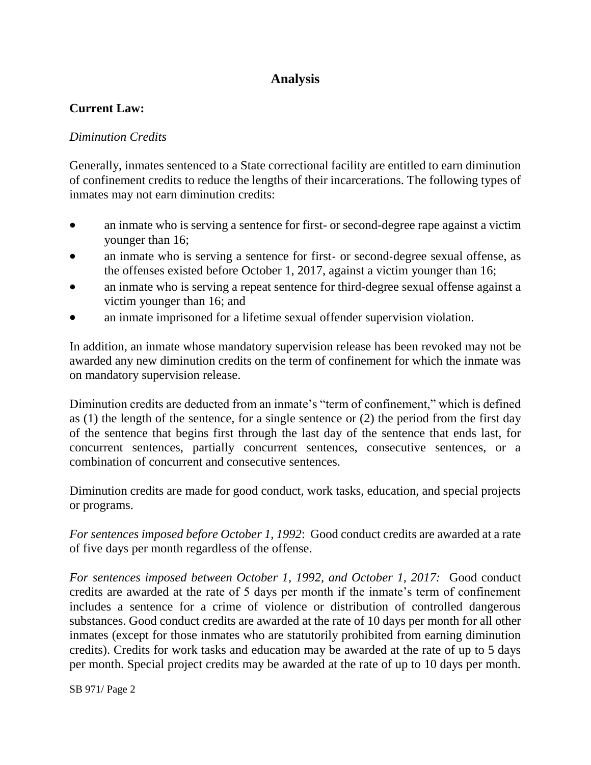## Analysis

### Current Law:

*Diminution Credits*

Generally, inmates sentenced to a State correctional facility are entitled to earn diminution of confinement credits to reduce the lengths of their incarcerations. The following types of inmates may not earn diminution credits:

- an inmate who is serving a sentence for first- or second-degree rape against a victim younger than 16;
- an inmate who is serving a sentence for first- or second-degree sexual offense, as the offenses existed before October 1, 2017, against a victim younger than 16;
- an inmate who is serving a repeat sentence for third-degree sexual offense against a victim younger than 16; and
- an inmate imprisoned for a lifetime sexual offender supervision violation.

In addition, an inmate whose mandatory supervision release has been revoked may not be awarded any new diminution credits on the term of confinement for which the inmate was on mandatory supervision release.

Diminution credits are deducted from an inmate's "term of confinement," which is defined as (1) the length of the sentence, for a single sentence or (2) the period from the first day of the sentence that begins first through the last day of the sentence that ends last, for concurrent sentences, partially concurrent sentences, consecutive sentences, or a combination of concurrent and consecutive sentences.

Diminution credits are made for good conduct, work tasks, education, and special projects or programs.

*For sentences imposed before October 1, 1992*: Good conduct credits are awarded at a rate of five days per month regardless of the offense.

*For sentences imposed between October 1, 1992, and October 1, 2017:* Good conduct credits are awarded at the rate of 5 days per month if the inmate's term of confinement includes a sentence for a crime of violence or distribution of controlled dangerous substances. Good conduct credits are awarded at the rate of 10 days per month for all other inmates (except for those inmates who are statutorily prohibited from earning diminution credits). Credits for work tasks and education may be awarded at the rate of up to 5 days per month. Special project credits may be awarded at the rate of up to 10 days per month.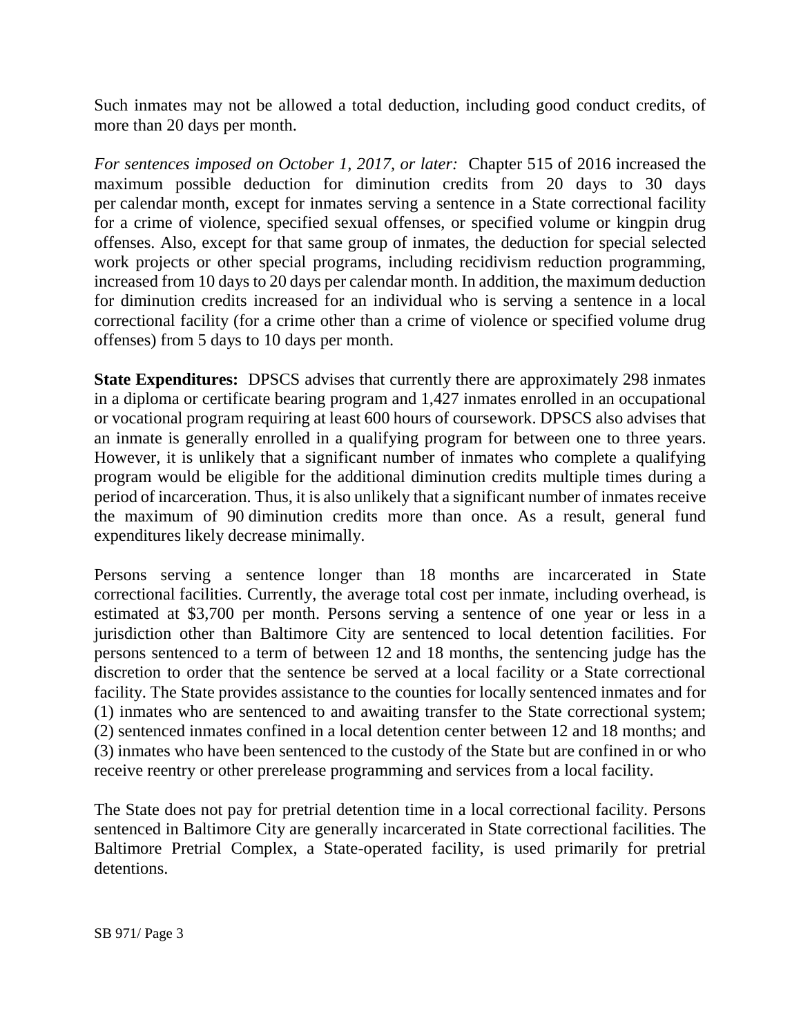Such inmates may not be allowed a total deduction, including good conduct credits, of more than 20 days per month.

*For sentences imposed on October 1, 2017, or later:* Chapter 515 of 2016 increased the maximum possible deduction for diminution credits from 20 days to 30 days per calendar month, except for inmates serving a sentence in a State correctional facility for a crime of violence, specified sexual offenses, or specified volume or kingpin drug offenses. Also, except for that same group of inmates, the deduction for special selected work projects or other special programs, including recidivism reduction programming, increased from 10 days to 20 days per calendar month. In addition, the maximum deduction for diminution credits increased for an individual who is serving a sentence in a local correctional facility (for a crime other than a crime of violence or specified volume drug offenses) from 5 days to 10 days per month.

**State Expenditures:** DPSCS advises that currently there are approximately 298 inmates in a diploma or certificate bearing program and 1,427 inmates enrolled in an occupational or vocational program requiring at least 600 hours of coursework. DPSCS also advises that an inmate is generally enrolled in a qualifying program for between one to three years. However, it is unlikely that a significant number of inmates who complete a qualifying program would be eligible for the additional diminution credits multiple times during a period of incarceration. Thus, it is also unlikely that a significant number of inmates receive the maximum of 90 diminution credits more than once. As a result, general fund expenditures likely decrease minimally.

Persons serving a sentence longer than 18 months are incarcerated in State correctional facilities. Currently, the average total cost per inmate, including overhead, is estimated at $3,700 per month. Persons serving a sentence of one year or less in a jurisdiction other than Baltimore City are sentenced to local detention facilities. For persons sentenced to a term of between 12 and 18 months, the sentencing judge has the discretion to order that the sentence be served at a local facility or a State correctional facility. The State provides assistance to the counties for locally sentenced inmates and for (1) inmates who are sentenced to and awaiting transfer to the State correctional system; (2) sentenced inmates confined in a local detention center between 12 and 18 months; and (3) inmates who have been sentenced to the custody of the State but are confined in or who receive reentry or other prerelease programming and services from a local facility.

The State does not pay for pretrial detention time in a local correctional facility. Persons sentenced in Baltimore City are generally incarcerated in State correctional facilities. The Baltimore Pretrial Complex, a State-operated facility, is used primarily for pretrial detentions.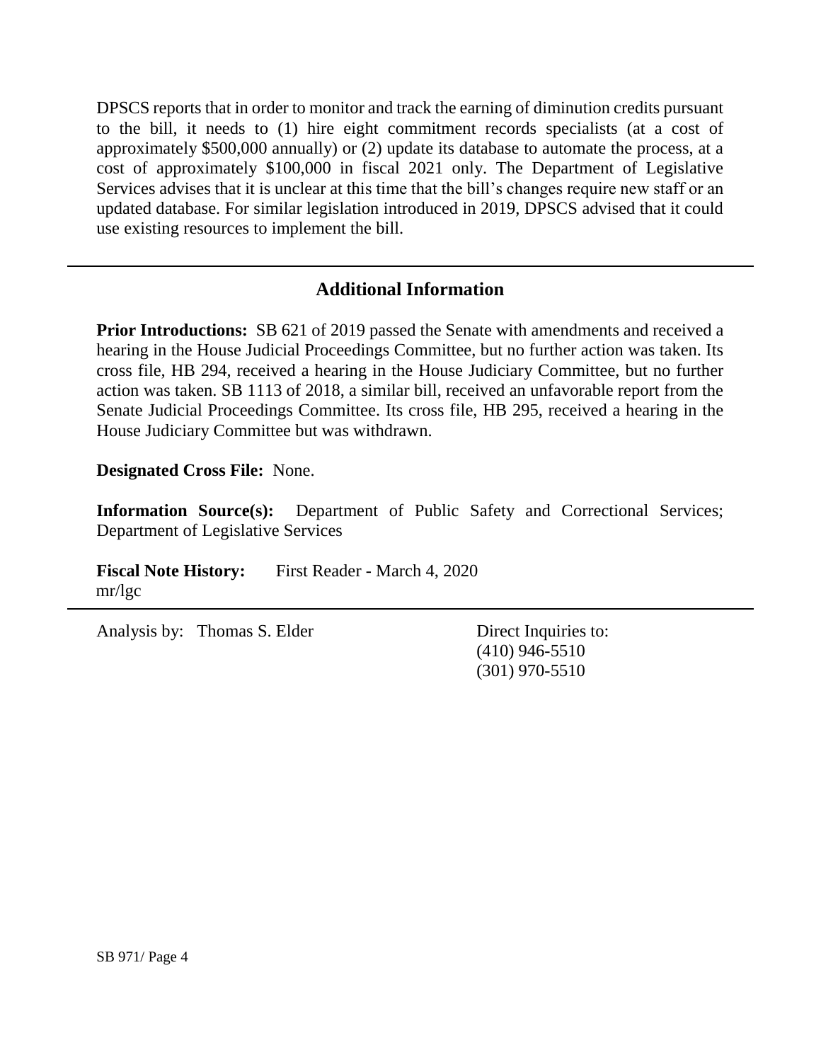DPSCS reports that in order to monitor and track the earning of diminution credits pursuant to the bill, it needs to (1) hire eight commitment records specialists (at a cost of approximately $500,000 annually) or (2) update its database to automate the process, at a cost of approximately $100,000 in fiscal 2021 only. The Department of Legislative Services advises that it is unclear at this time that the bill's changes require new staff or an updated database. For similar legislation introduced in 2019, DPSCS advised that it could use existing resources to implement the bill.

---

## Additional Information

**Prior Introductions:** SB 621 of 2019 passed the Senate with amendments and received a hearing in the House Judicial Proceedings Committee, but no further action was taken. Its cross file, HB 294, received a hearing in the House Judiciary Committee, but no further action was taken. SB 1113 of 2018, a similar bill, received an unfavorable report from the Senate Judicial Proceedings Committee. Its cross file, HB 295, received a hearing in the House Judiciary Committee but was withdrawn.

**Designated Cross File:** None.

**Information Source(s):** Department of Public Safety and Correctional Services; Department of Legislative Services

**Fiscal Note History:** First Reader - March 4, 2020
mr/lgc

---

Analysis by: Thomas S. Elder

Direct Inquiries to:
(410) 946-5510
(301) 970-5510